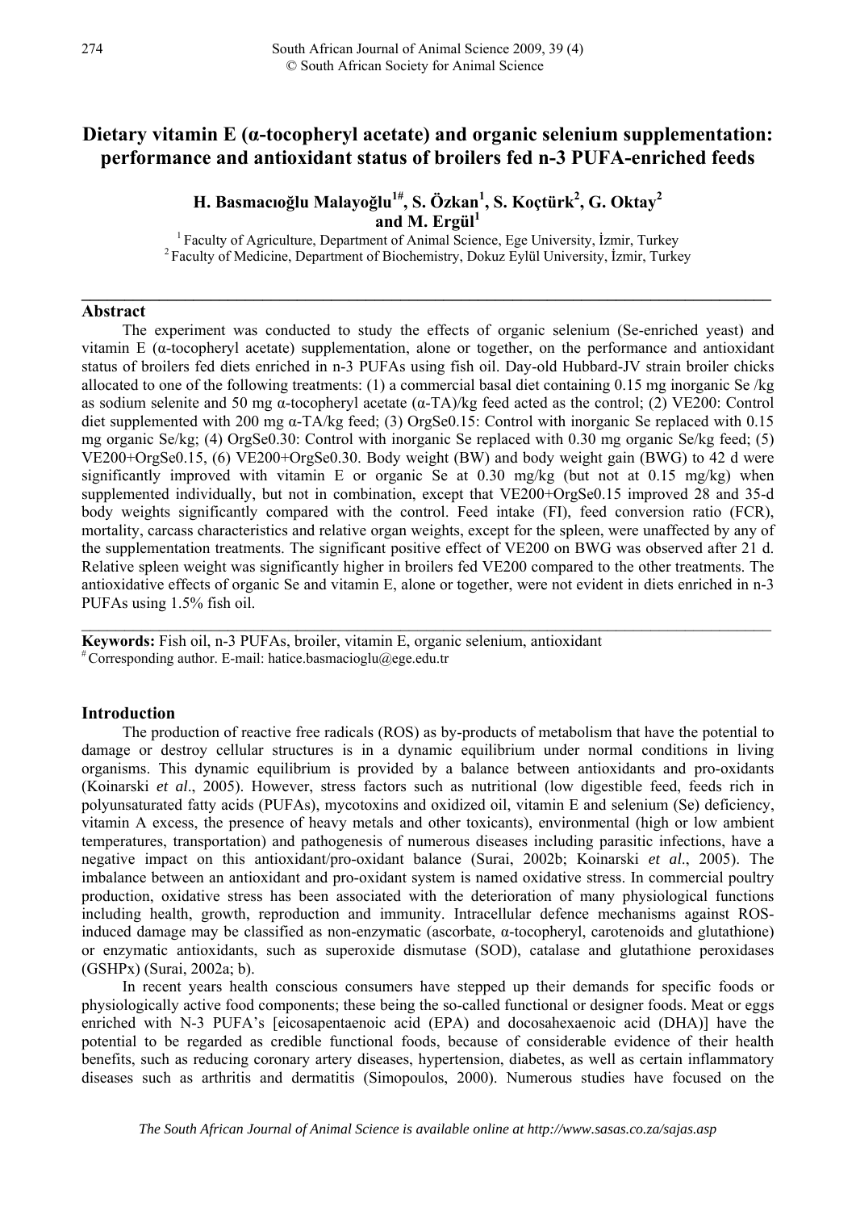# Dietary vitamin E (α-tocopheryl acetate) and organic selenium supplementation: performance and antioxidant status of broilers fed n-3 PUFA-enriched feeds

**H. Basmacıoğlu Malayoğlu[1#], S. Özkan[1], S. Koçtürk[2], G. Oktay[2] and M. Ergül[1]**

[1] Faculty of Agriculture, Department of Animal Science, Ege University, İzmir, Turkey
[2] Faculty of Medicine, Department of Biochemistry, Dokuz Eylül University, İzmir, Turkey

## Abstract

The experiment was conducted to study the effects of organic selenium (Se-enriched yeast) and vitamin E (α-tocopheryl acetate) supplementation, alone or together, on the performance and antioxidant status of broilers fed diets enriched in n-3 PUFAs using fish oil. Day-old Hubbard-JV strain broiler chicks allocated to one of the following treatments: (1) a commercial basal diet containing 0.15 mg inorganic Se /kg as sodium selenite and 50 mg α-tocopheryl acetate (α-TA)/kg feed acted as the control; (2) VE200: Control diet supplemented with 200 mg α-TA/kg feed; (3) OrgSe0.15: Control with inorganic Se replaced with 0.15 mg organic Se/kg; (4) OrgSe0.30: Control with inorganic Se replaced with 0.30 mg organic Se/kg feed; (5) VE200+OrgSe0.15, (6) VE200+OrgSe0.30. Body weight (BW) and body weight gain (BWG) to 42 d were significantly improved with vitamin E or organic Se at 0.30 mg/kg (but not at 0.15 mg/kg) when supplemented individually, but not in combination, except that VE200+OrgSe0.15 improved 28 and 35-d body weights significantly compared with the control. Feed intake (FI), feed conversion ratio (FCR), mortality, carcass characteristics and relative organ weights, except for the spleen, were unaffected by any of the supplementation treatments. The significant positive effect of VE200 on BWG was observed after 21 d. Relative spleen weight was significantly higher in broilers fed VE200 compared to the other treatments. The antioxidative effects of organic Se and vitamin E, alone or together, were not evident in diets enriched in n-3 PUFAs using 1.5% fish oil.

**Keywords:** Fish oil, n-3 PUFAs, broiler, vitamin E, organic selenium, antioxidant

[#] Corresponding author. E-mail: hatice.basmacioglu@ege.edu.tr

## Introduction

The production of reactive free radicals (ROS) as by-products of metabolism that have the potential to damage or destroy cellular structures is in a dynamic equilibrium under normal conditions in living organisms. This dynamic equilibrium is provided by a balance between antioxidants and pro-oxidants (Koinarski *et al*., 2005). However, stress factors such as nutritional (low digestible feed, feeds rich in polyunsaturated fatty acids (PUFAs), mycotoxins and oxidized oil, vitamin E and selenium (Se) deficiency, vitamin A excess, the presence of heavy metals and other toxicants), environmental (high or low ambient temperatures, transportation) and pathogenesis of numerous diseases including parasitic infections, have a negative impact on this antioxidant/pro-oxidant balance (Surai, 2002b; Koinarski *et al*., 2005). The imbalance between an antioxidant and pro-oxidant system is named oxidative stress. In commercial poultry production, oxidative stress has been associated with the deterioration of many physiological functions including health, growth, reproduction and immunity. Intracellular defence mechanisms against ROS-induced damage may be classified as non-enzymatic (ascorbate, α-tocopheryl, carotenoids and glutathione) or enzymatic antioxidants, such as superoxide dismutase (SOD), catalase and glutathione peroxidases (GSHPx) (Surai, 2002a; b).

In recent years health conscious consumers have stepped up their demands for specific foods or physiologically active food components; these being the so-called functional or designer foods. Meat or eggs enriched with N-3 PUFA's [eicosapentaenoic acid (EPA) and docosahexaenoic acid (DHA)] have the potential to be regarded as credible functional foods, because of considerable evidence of their health benefits, such as reducing coronary artery diseases, hypertension, diabetes, as well as certain inflammatory diseases such as arthritis and dermatitis (Simopoulos, 2000). Numerous studies have focused on the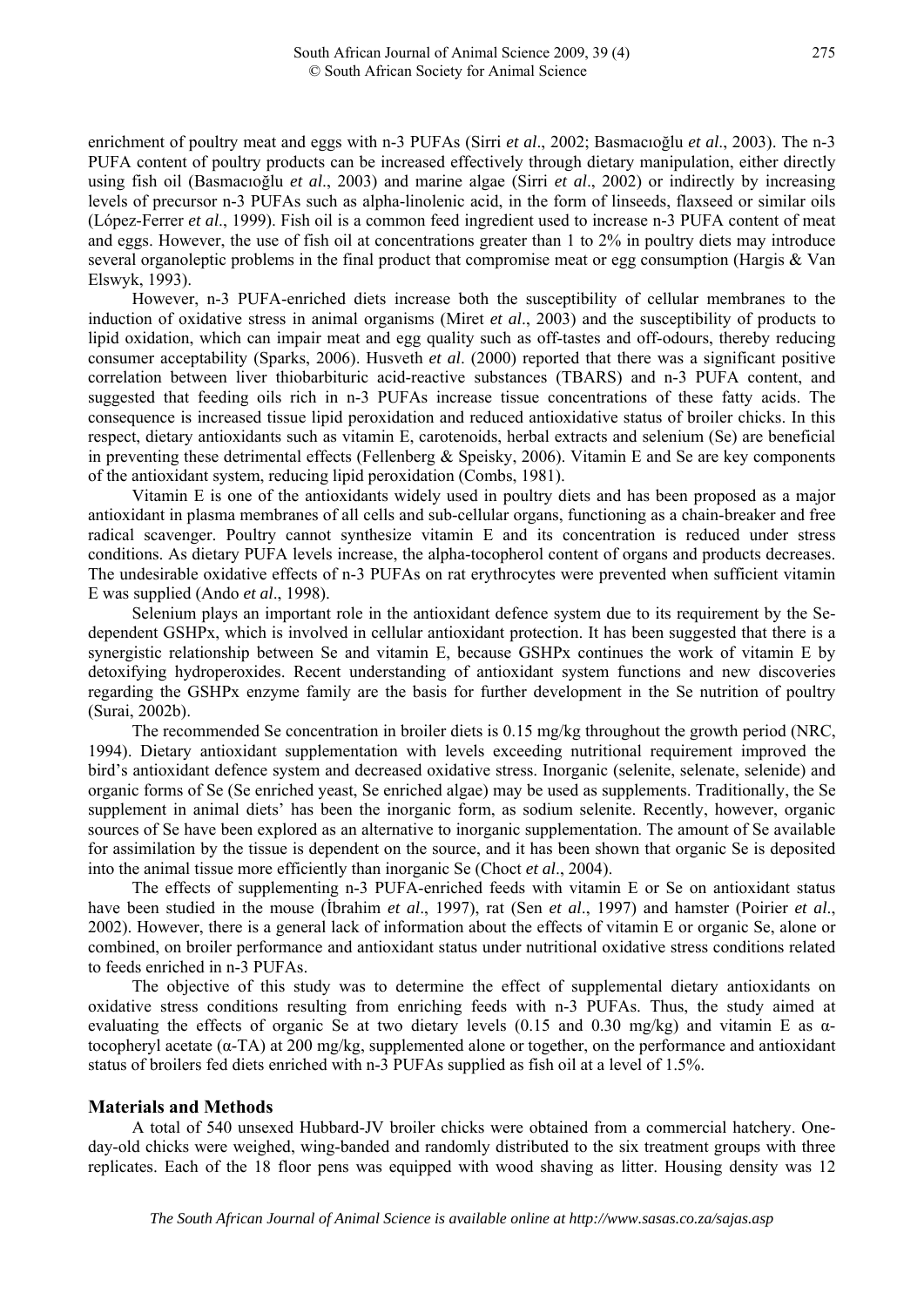enrichment of poultry meat and eggs with n-3 PUFAs (Sirri *et al*., 2002; Basmacıoğlu *et al*., 2003). The n-3 PUFA content of poultry products can be increased effectively through dietary manipulation, either directly using fish oil (Basmacıoğlu *et al*., 2003) and marine algae (Sirri *et al*., 2002) or indirectly by increasing levels of precursor n-3 PUFAs such as alpha-linolenic acid, in the form of linseeds, flaxseed or similar oils (López-Ferrer *et al*., 1999). Fish oil is a common feed ingredient used to increase n-3 PUFA content of meat and eggs. However, the use of fish oil at concentrations greater than 1 to 2% in poultry diets may introduce several organoleptic problems in the final product that compromise meat or egg consumption (Hargis & Van Elswyk, 1993).

However, n-3 PUFA-enriched diets increase both the susceptibility of cellular membranes to the induction of oxidative stress in animal organisms (Miret *et al*., 2003) and the susceptibility of products to lipid oxidation, which can impair meat and egg quality such as off-tastes and off-odours, thereby reducing consumer acceptability (Sparks, 2006). Husveth *et al*. (2000) reported that there was a significant positive correlation between liver thiobarbituric acid-reactive substances (TBARS) and n-3 PUFA content, and suggested that feeding oils rich in n-3 PUFAs increase tissue concentrations of these fatty acids. The consequence is increased tissue lipid peroxidation and reduced antioxidative status of broiler chicks. In this respect, dietary antioxidants such as vitamin E, carotenoids, herbal extracts and selenium (Se) are beneficial in preventing these detrimental effects (Fellenberg & Speisky, 2006). Vitamin E and Se are key components of the antioxidant system, reducing lipid peroxidation (Combs, 1981).

Vitamin E is one of the antioxidants widely used in poultry diets and has been proposed as a major antioxidant in plasma membranes of all cells and sub-cellular organs, functioning as a chain-breaker and free radical scavenger. Poultry cannot synthesize vitamin E and its concentration is reduced under stress conditions. As dietary PUFA levels increase, the alpha-tocopherol content of organs and products decreases. The undesirable oxidative effects of n-3 PUFAs on rat erythrocytes were prevented when sufficient vitamin E was supplied (Ando *et al*., 1998).

Selenium plays an important role in the antioxidant defence system due to its requirement by the Se-dependent GSHPx, which is involved in cellular antioxidant protection. It has been suggested that there is a synergistic relationship between Se and vitamin E, because GSHPx continues the work of vitamin E by detoxifying hydroperoxides. Recent understanding of antioxidant system functions and new discoveries regarding the GSHPx enzyme family are the basis for further development in the Se nutrition of poultry (Surai, 2002b).

The recommended Se concentration in broiler diets is 0.15 mg/kg throughout the growth period (NRC, 1994). Dietary antioxidant supplementation with levels exceeding nutritional requirement improved the bird's antioxidant defence system and decreased oxidative stress. Inorganic (selenite, selenate, selenide) and organic forms of Se (Se enriched yeast, Se enriched algae) may be used as supplements. Traditionally, the Se supplement in animal diets' has been the inorganic form, as sodium selenite. Recently, however, organic sources of Se have been explored as an alternative to inorganic supplementation. The amount of Se available for assimilation by the tissue is dependent on the source, and it has been shown that organic Se is deposited into the animal tissue more efficiently than inorganic Se (Choct *et al*., 2004).

The effects of supplementing n-3 PUFA-enriched feeds with vitamin E or Se on antioxidant status have been studied in the mouse (İbrahim *et al*., 1997), rat (Sen *et al*., 1997) and hamster (Poirier *et al*., 2002). However, there is a general lack of information about the effects of vitamin E or organic Se, alone or combined, on broiler performance and antioxidant status under nutritional oxidative stress conditions related to feeds enriched in n-3 PUFAs.

The objective of this study was to determine the effect of supplemental dietary antioxidants on oxidative stress conditions resulting from enriching feeds with n-3 PUFAs. Thus, the study aimed at evaluating the effects of organic Se at two dietary levels (0.15 and 0.30 mg/kg) and vitamin E as α-tocopheryl acetate (α-TA) at 200 mg/kg, supplemented alone or together, on the performance and antioxidant status of broilers fed diets enriched with n-3 PUFAs supplied as fish oil at a level of 1.5%.

## Materials and Methods

A total of 540 unsexed Hubbard-JV broiler chicks were obtained from a commercial hatchery. One-day-old chicks were weighed, wing-banded and randomly distributed to the six treatment groups with three replicates. Each of the 18 floor pens was equipped with wood shaving as litter. Housing density was 12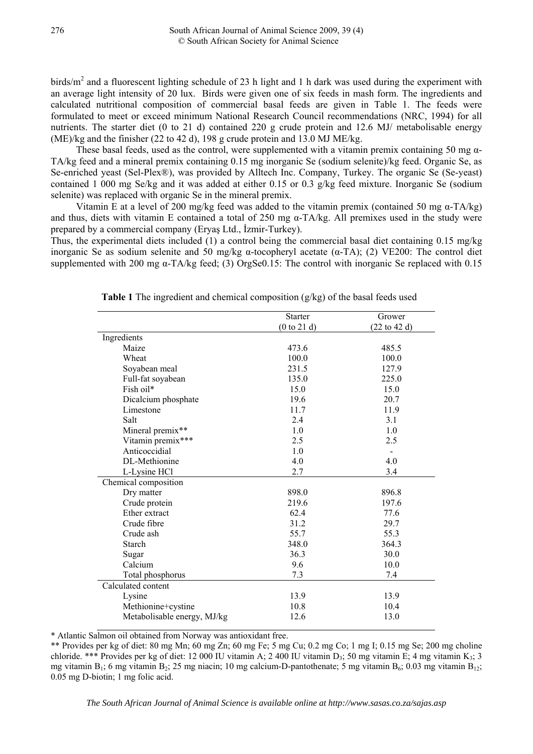birds/m$^2$ and a fluorescent lighting schedule of 23 h light and 1 h dark was used during the experiment with an average light intensity of 20 lux. Birds were given one of six feeds in mash form. The ingredients and calculated nutritional composition of commercial basal feeds are given in Table 1. The feeds were formulated to meet or exceed minimum National Research Council recommendations (NRC, 1994) for all nutrients. The starter diet (0 to 21 d) contained 220 g crude protein and 12.6 MJ/ metabolisable energy (ME)/kg and the finisher (22 to 42 d), 198 g crude protein and 13.0 MJ ME/kg.

These basal feeds, used as the control, were supplemented with a vitamin premix containing 50 mg α-TA/kg feed and a mineral premix containing 0.15 mg inorganic Se (sodium selenite)/kg feed. Organic Se, as Se-enriched yeast (Sel-Plex®), was provided by Alltech Inc. Company, Turkey. The organic Se (Se-yeast) contained 1 000 mg Se/kg and it was added at either 0.15 or 0.3 g/kg feed mixture. Inorganic Se (sodium selenite) was replaced with organic Se in the mineral premix.

Vitamin E at a level of 200 mg/kg feed was added to the vitamin premix (contained 50 mg α-TA/kg) and thus, diets with vitamin E contained a total of 250 mg α-TA/kg. All premixes used in the study were prepared by a commercial company (Eryaş Ltd., İzmir-Turkey).

Thus, the experimental diets included (1) a control being the commercial basal diet containing 0.15 mg/kg inorganic Se as sodium selenite and 50 mg/kg α-tocopheryl acetate (α-TA); (2) VE200: The control diet supplemented with 200 mg α-TA/kg feed; (3) OrgSe0.15: The control with inorganic Se replaced with 0.15

**Table 1** The ingredient and chemical composition (g/kg) of the basal feeds used

| | Starter (0 to 21 d) | Grower (22 to 42 d) |
|---|---|---|
| Ingredients | | |
| Maize | 473.6 | 485.5 |
| Wheat | 100.0 | 100.0 |
| Soyabean meal | 231.5 | 127.9 |
| Full-fat soyabean | 135.0 | 225.0 |
| Fish oil* | 15.0 | 15.0 |
| Dicalcium phosphate | 19.6 | 20.7 |
| Limestone | 11.7 | 11.9 |
| Salt | 2.4 | 3.1 |
| Mineral premix** | 1.0 | 1.0 |
| Vitamin premix*** | 2.5 | 2.5 |
| Anticoccidial | 1.0 | - |
| DL-Methionine | 4.0 | 4.0 |
| L-Lysine HCl | 2.7 | 3.4 |
| Chemical composition | | |
| Dry matter | 898.0 | 896.8 |
| Crude protein | 219.6 | 197.6 |
| Ether extract | 62.4 | 77.6 |
| Crude fibre | 31.2 | 29.7 |
| Crude ash | 55.7 | 55.3 |
| Starch | 348.0 | 364.3 |
| Sugar | 36.3 | 30.0 |
| Calcium | 9.6 | 10.0 |
| Total phosphorus | 7.3 | 7.4 |
| Calculated content | | |
| Lysine | 13.9 | 13.9 |
| Methionine+cystine | 10.8 | 10.4 |
| Metabolisable energy, MJ/kg | 12.6 | 13.0 |

* Atlantic Salmon oil obtained from Norway was antioxidant free.

** Provides per kg of diet: 80 mg Mn; 60 mg Zn; 60 mg Fe; 5 mg Cu; 0.2 mg Co; 1 mg I; 0.15 mg Se; 200 mg choline chloride. *** Provides per kg of diet: 12 000 IU vitamin A; 2 400 IU vitamin $D_3$; 50 mg vitamin E; 4 mg vitamin $K_3$; 3 mg vitamin $B_1$; 6 mg vitamin $B_2$; 25 mg niacin; 10 mg calcium-D-pantothenate; 5 mg vitamin $B_6$; 0.03 mg vitamin $B_{12}$; 0.05 mg D-biotin; 1 mg folic acid.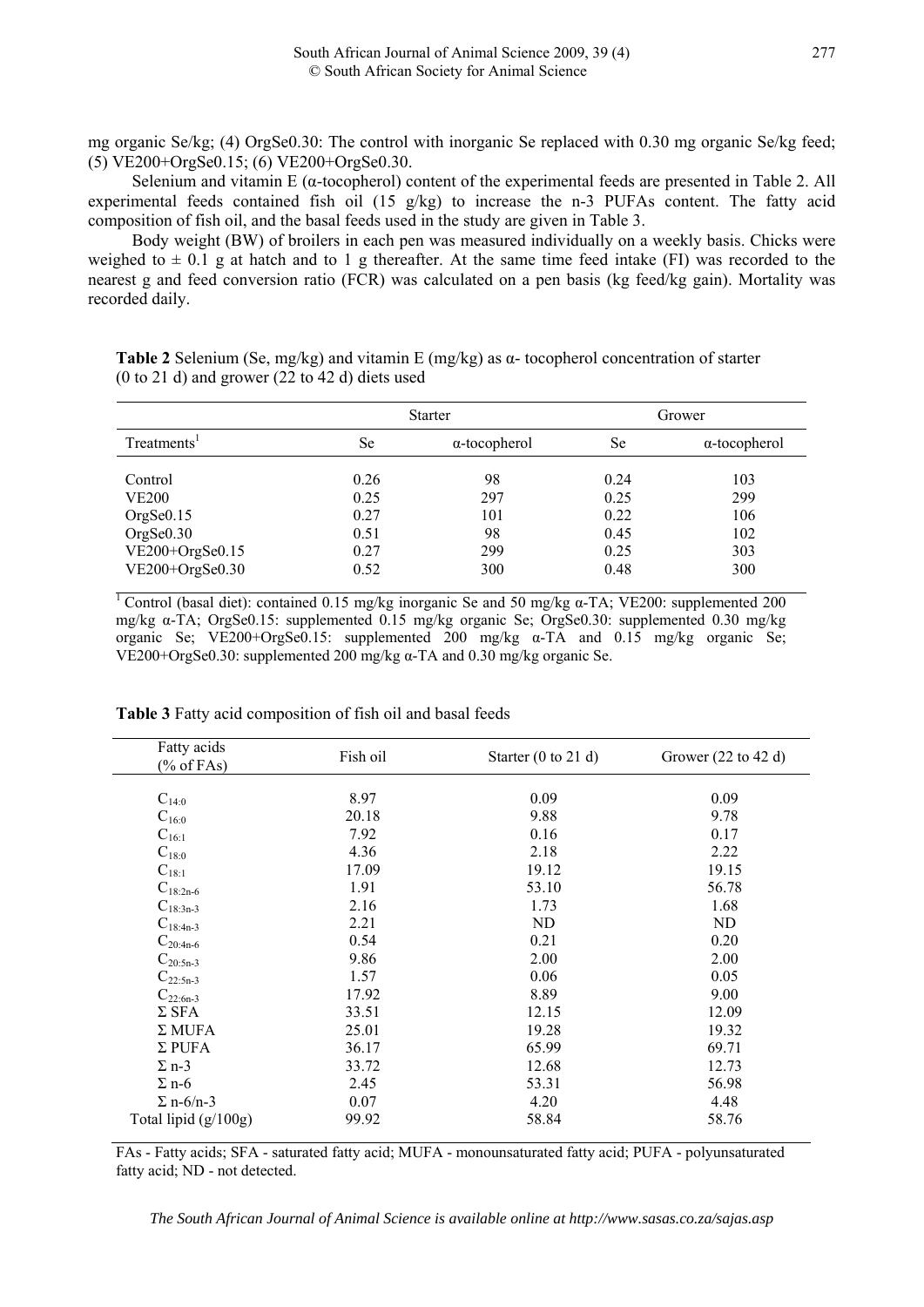mg organic Se/kg; (4) OrgSe0.30: The control with inorganic Se replaced with 0.30 mg organic Se/kg feed; (5) VE200+OrgSe0.15; (6) VE200+OrgSe0.30.

Selenium and vitamin E (α-tocopherol) content of the experimental feeds are presented in Table 2. All experimental feeds contained fish oil (15 g/kg) to increase the n-3 PUFAs content. The fatty acid composition of fish oil, and the basal feeds used in the study are given in Table 3.

Body weight (BW) of broilers in each pen was measured individually on a weekly basis. Chicks were weighed to ± 0.1 g at hatch and to 1 g thereafter. At the same time feed intake (FI) was recorded to the nearest g and feed conversion ratio (FCR) was calculated on a pen basis (kg feed/kg gain). Mortality was recorded daily.

**Table 2** Selenium (Se, mg/kg) and vitamin E (mg/kg) as α- tocopherol concentration of starter (0 to 21 d) and grower (22 to 42 d) diets used

| | Starter | | Grower | |
|---|---|---|---|---|
| Treatments[1] | Se | α-tocopherol | Se | α-tocopherol |
| Control | 0.26 | 98 | 0.24 | 103 |
| VE200 | 0.25 | 297 | 0.25 | 299 |
| OrgSe0.15 | 0.27 | 101 | 0.22 | 106 |
| OrgSe0.30 | 0.51 | 98 | 0.45 | 102 |
| VE200+OrgSe0.15 | 0.27 | 299 | 0.25 | 303 |
| VE200+OrgSe0.30 | 0.52 | 300 | 0.48 | 300 |

[1] Control (basal diet): contained 0.15 mg/kg inorganic Se and 50 mg/kg α-TA; VE200: supplemented 200 mg/kg α-TA; OrgSe0.15: supplemented 0.15 mg/kg organic Se; OrgSe0.30: supplemented 0.30 mg/kg organic Se; VE200+OrgSe0.15: supplemented 200 mg/kg α-TA and 0.15 mg/kg organic Se; VE200+OrgSe0.30: supplemented 200 mg/kg α-TA and 0.30 mg/kg organic Se.

**Table 3** Fatty acid composition of fish oil and basal feeds

| Fatty acids (% of FAs) | Fish oil | Starter (0 to 21 d) | Grower (22 to 42 d) |
|---|---|---|---|
| $C_{14:0}$ | 8.97 | 0.09 | 0.09 |
| $C_{16:0}$ | 20.18 | 9.88 | 9.78 |
| $C_{16:1}$ | 7.92 | 0.16 | 0.17 |
| $C_{18:0}$ | 4.36 | 2.18 | 2.22 |
| $C_{18:1}$ | 17.09 | 19.12 | 19.15 |
| $C_{18:2n\text{-}6}$ | 1.91 | 53.10 | 56.78 |
| $C_{18:3n\text{-}3}$ | 2.16 | 1.73 | 1.68 |
| $C_{18:4n\text{-}3}$ | 2.21 | ND | ND |
| $C_{20:4n\text{-}6}$ | 0.54 | 0.21 | 0.20 |
| $C_{20:5n\text{-}3}$ | 9.86 | 2.00 | 2.00 |
| $C_{22:5n\text{-}3}$ | 1.57 | 0.06 | 0.05 |
| $C_{22:6n\text{-}3}$ | 17.92 | 8.89 | 9.00 |
| Σ SFA | 33.51 | 12.15 | 12.09 |
| Σ MUFA | 25.01 | 19.28 | 19.32 |
| Σ PUFA | 36.17 | 65.99 | 69.71 |
| Σ n-3 | 33.72 | 12.68 | 12.73 |
| Σ n-6 | 2.45 | 53.31 | 56.98 |
| Σ n-6/n-3 | 0.07 | 4.20 | 4.48 |
| Total lipid (g/100g) | 99.92 | 58.84 | 58.76 |

FAs - Fatty acids; SFA - saturated fatty acid; MUFA - monounsaturated fatty acid; PUFA - polyunsaturated fatty acid; ND - not detected.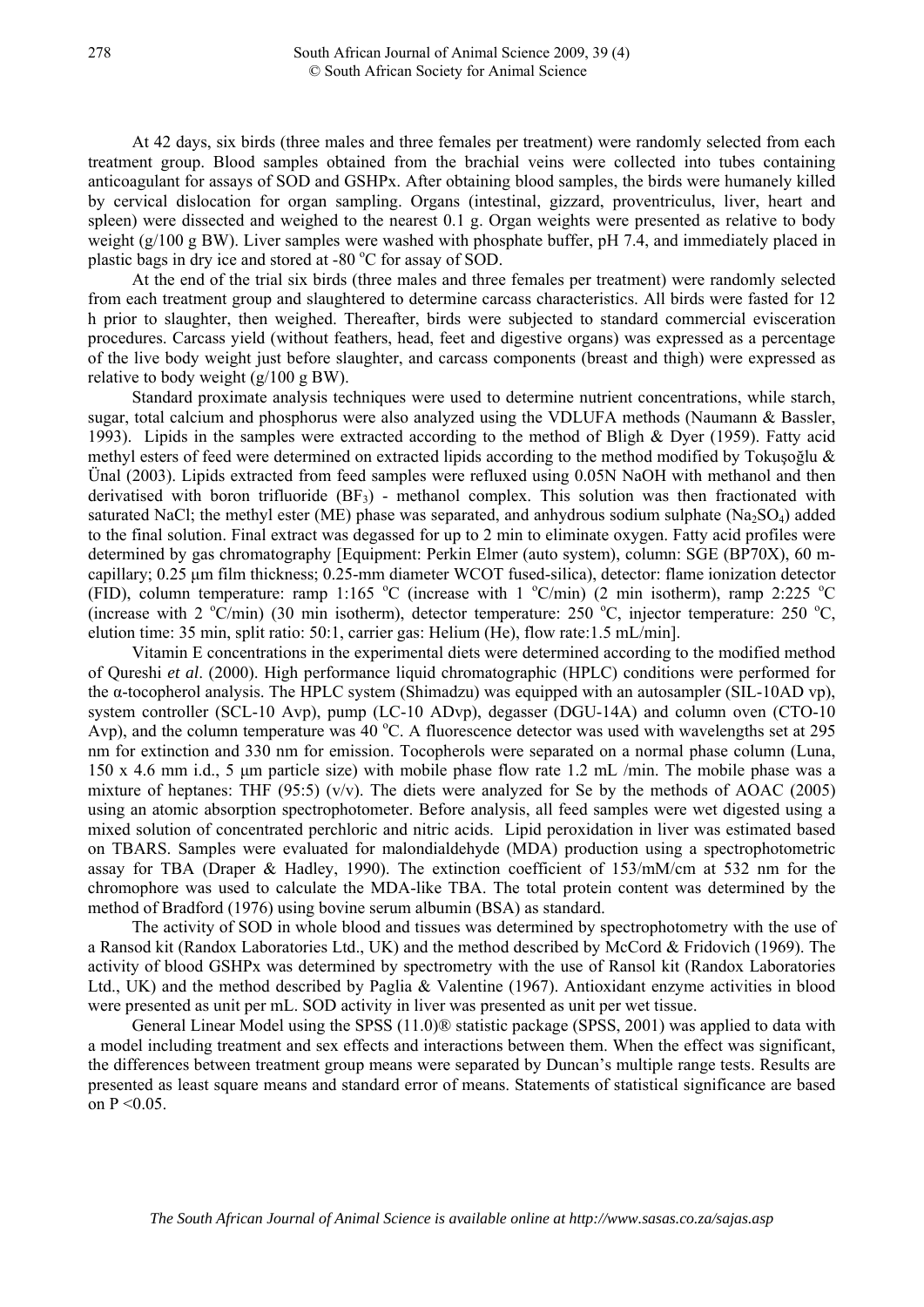At 42 days, six birds (three males and three females per treatment) were randomly selected from each treatment group. Blood samples obtained from the brachial veins were collected into tubes containing anticoagulant for assays of SOD and GSHPx. After obtaining blood samples, the birds were humanely killed by cervical dislocation for organ sampling. Organs (intestinal, gizzard, proventriculus, liver, heart and spleen) were dissected and weighed to the nearest 0.1 g. Organ weights were presented as relative to body weight (g/100 g BW). Liver samples were washed with phosphate buffer, pH 7.4, and immediately placed in plastic bags in dry ice and stored at -80 °C for assay of SOD.

At the end of the trial six birds (three males and three females per treatment) were randomly selected from each treatment group and slaughtered to determine carcass characteristics. All birds were fasted for 12 h prior to slaughter, then weighed. Thereafter, birds were subjected to standard commercial evisceration procedures. Carcass yield (without feathers, head, feet and digestive organs) was expressed as a percentage of the live body weight just before slaughter, and carcass components (breast and thigh) were expressed as relative to body weight (g/100 g BW).

Standard proximate analysis techniques were used to determine nutrient concentrations, while starch, sugar, total calcium and phosphorus were also analyzed using the VDLUFA methods (Naumann & Bassler, 1993). Lipids in the samples were extracted according to the method of Bligh & Dyer (1959). Fatty acid methyl esters of feed were determined on extracted lipids according to the method modified by Tokuşoğlu & Ünal (2003). Lipids extracted from feed samples were refluxed using 0.05N NaOH with methanol and then derivatised with boron trifluoride ($BF_3$) - methanol complex. This solution was then fractionated with saturated NaCl; the methyl ester (ME) phase was separated, and anhydrous sodium sulphate ($Na_2SO_4$) added to the final solution. Final extract was degassed for up to 2 min to eliminate oxygen. Fatty acid profiles were determined by gas chromatography [Equipment: Perkin Elmer (auto system), column: SGE (BP70X), 60 m-capillary; 0.25 μm film thickness; 0.25-mm diameter WCOT fused-silica), detector: flame ionization detector (FID), column temperature: ramp 1:165 °C (increase with 1 °C/min) (2 min isotherm), ramp 2:225 °C (increase with 2 °C/min) (30 min isotherm), detector temperature: 250 °C, injector temperature: 250 °C, elution time: 35 min, split ratio: 50:1, carrier gas: Helium (He), flow rate:1.5 mL/min].

Vitamin E concentrations in the experimental diets were determined according to the modified method of Qureshi *et al*. (2000). High performance liquid chromatographic (HPLC) conditions were performed for the α-tocopherol analysis. The HPLC system (Shimadzu) was equipped with an autosampler (SIL-10AD vp), system controller (SCL-10 Avp), pump (LC-10 ADvp), degasser (DGU-14A) and column oven (CTO-10 Avp), and the column temperature was 40 °C. A fluorescence detector was used with wavelengths set at 295 nm for extinction and 330 nm for emission. Tocopherols were separated on a normal phase column (Luna, 150 x 4.6 mm i.d., 5 μm particle size) with mobile phase flow rate 1.2 mL /min. The mobile phase was a mixture of heptanes: THF (95:5) (v/v). The diets were analyzed for Se by the methods of AOAC (2005) using an atomic absorption spectrophotometer. Before analysis, all feed samples were wet digested using a mixed solution of concentrated perchloric and nitric acids. Lipid peroxidation in liver was estimated based on TBARS. Samples were evaluated for malondialdehyde (MDA) production using a spectrophotometric assay for TBA (Draper & Hadley, 1990). The extinction coefficient of 153/mM/cm at 532 nm for the chromophore was used to calculate the MDA-like TBA. The total protein content was determined by the method of Bradford (1976) using bovine serum albumin (BSA) as standard.

The activity of SOD in whole blood and tissues was determined by spectrophotometry with the use of a Ransod kit (Randox Laboratories Ltd., UK) and the method described by McCord & Fridovich (1969). The activity of blood GSHPx was determined by spectrometry with the use of Ransol kit (Randox Laboratories Ltd., UK) and the method described by Paglia & Valentine (1967). Antioxidant enzyme activities in blood were presented as unit per mL. SOD activity in liver was presented as unit per wet tissue.

General Linear Model using the SPSS (11.0)® statistic package (SPSS, 2001) was applied to data with a model including treatment and sex effects and interactions between them. When the effect was significant, the differences between treatment group means were separated by Duncan's multiple range tests. Results are presented as least square means and standard error of means. Statements of statistical significance are based on $P < 0.05$.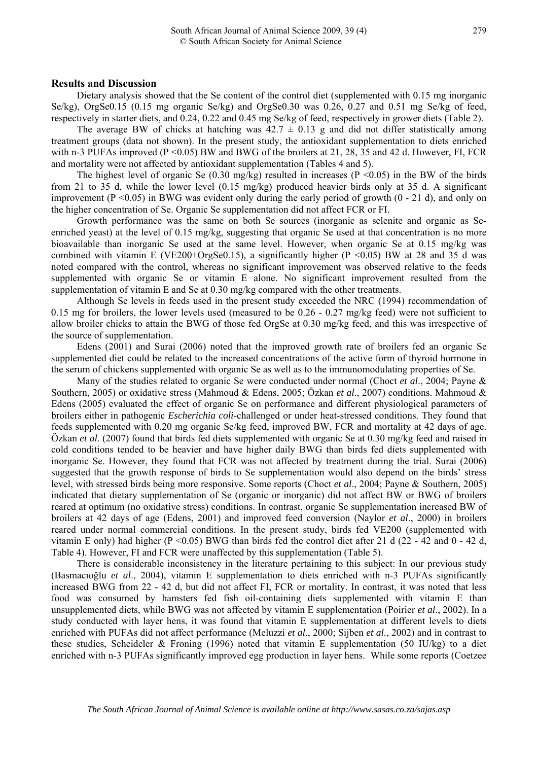## Results and Discussion

Dietary analysis showed that the Se content of the control diet (supplemented with 0.15 mg inorganic Se/kg), OrgSe0.15 (0.15 mg organic Se/kg) and OrgSe0.30 was 0.26, 0.27 and 0.51 mg Se/kg of feed, respectively in starter diets, and 0.24, 0.22 and 0.45 mg Se/kg of feed, respectively in grower diets (Table 2).

The average BW of chicks at hatching was 42.7 ± 0.13 g and did not differ statistically among treatment groups (data not shown). In the present study, the antioxidant supplementation to diets enriched with n-3 PUFAs improved ($P < 0.05$) BW and BWG of the broilers at 21, 28, 35 and 42 d. However, FI, FCR and mortality were not affected by antioxidant supplementation (Tables 4 and 5).

The highest level of organic Se (0.30 mg/kg) resulted in increases ($P < 0.05$) in the BW of the birds from 21 to 35 d, while the lower level (0.15 mg/kg) produced heavier birds only at 35 d. A significant improvement ($P < 0.05$) in BWG was evident only during the early period of growth (0 - 21 d), and only on the higher concentration of Se. Organic Se supplementation did not affect FCR or FI.

Growth performance was the same on both Se sources (inorganic as selenite and organic as Se-enriched yeast) at the level of 0.15 mg/kg, suggesting that organic Se used at that concentration is no more bioavailable than inorganic Se used at the same level. However, when organic Se at 0.15 mg/kg was combined with vitamin E (VE200+OrgSe0.15), a significantly higher ($P < 0.05$) BW at 28 and 35 d was noted compared with the control, whereas no significant improvement was observed relative to the feeds supplemented with organic Se or vitamin E alone. No significant improvement resulted from the supplementation of vitamin E and Se at 0.30 mg/kg compared with the other treatments.

Although Se levels in feeds used in the present study exceeded the NRC (1994) recommendation of 0.15 mg for broilers, the lower levels used (measured to be 0.26 - 0.27 mg/kg feed) were not sufficient to allow broiler chicks to attain the BWG of those fed OrgSe at 0.30 mg/kg feed, and this was irrespective of the source of supplementation.

Edens (2001) and Surai (2006) noted that the improved growth rate of broilers fed an organic Se supplemented diet could be related to the increased concentrations of the active form of thyroid hormone in the serum of chickens supplemented with organic Se as well as to the immunomodulating properties of Se.

Many of the studies related to organic Se were conducted under normal (Choct *et al*., 2004; Payne & Southern, 2005) or oxidative stress (Mahmoud & Edens, 2005; Özkan *et al*., 2007) conditions. Mahmoud & Edens (2005) evaluated the effect of organic Se on performance and different physiological parameters of broilers either in pathogenic *Escherichia coli*-challenged or under heat-stressed conditions. They found that feeds supplemented with 0.20 mg organic Se/kg feed, improved BW, FCR and mortality at 42 days of age. Özkan *et al*. (2007) found that birds fed diets supplemented with organic Se at 0.30 mg/kg feed and raised in cold conditions tended to be heavier and have higher daily BWG than birds fed diets supplemented with inorganic Se. However, they found that FCR was not affected by treatment during the trial. Surai (2006) suggested that the growth response of birds to Se supplementation would also depend on the birds' stress level, with stressed birds being more responsive. Some reports (Choct *et al*., 2004; Payne & Southern, 2005) indicated that dietary supplementation of Se (organic or inorganic) did not affect BW or BWG of broilers reared at optimum (no oxidative stress) conditions. In contrast, organic Se supplementation increased BW of broilers at 42 days of age (Edens, 2001) and improved feed conversion (Naylor *et al*., 2000) in broilers reared under normal commercial conditions. In the present study, birds fed VE200 (supplemented with vitamin E only) had higher ($P < 0.05$) BWG than birds fed the control diet after 21 d (22 - 42 and 0 - 42 d, Table 4). However, FI and FCR were unaffected by this supplementation (Table 5).

There is considerable inconsistency in the literature pertaining to this subject: In our previous study (Basmacıoğlu *et al*., 2004), vitamin E supplementation to diets enriched with n-3 PUFAs significantly increased BWG from 22 - 42 d, but did not affect FI, FCR or mortality. In contrast, it was noted that less food was consumed by hamsters fed fish oil-containing diets supplemented with vitamin E than unsupplemented diets, while BWG was not affected by vitamin E supplementation (Poirier *et al*., 2002). In a study conducted with layer hens, it was found that vitamin E supplementation at different levels to diets enriched with PUFAs did not affect performance (Meluzzi *et al*., 2000; Sijben *et al*., 2002) and in contrast to these studies, Scheideler & Froning (1996) noted that vitamin E supplementation (50 IU/kg) to a diet enriched with n-3 PUFAs significantly improved egg production in layer hens. While some reports (Coetzee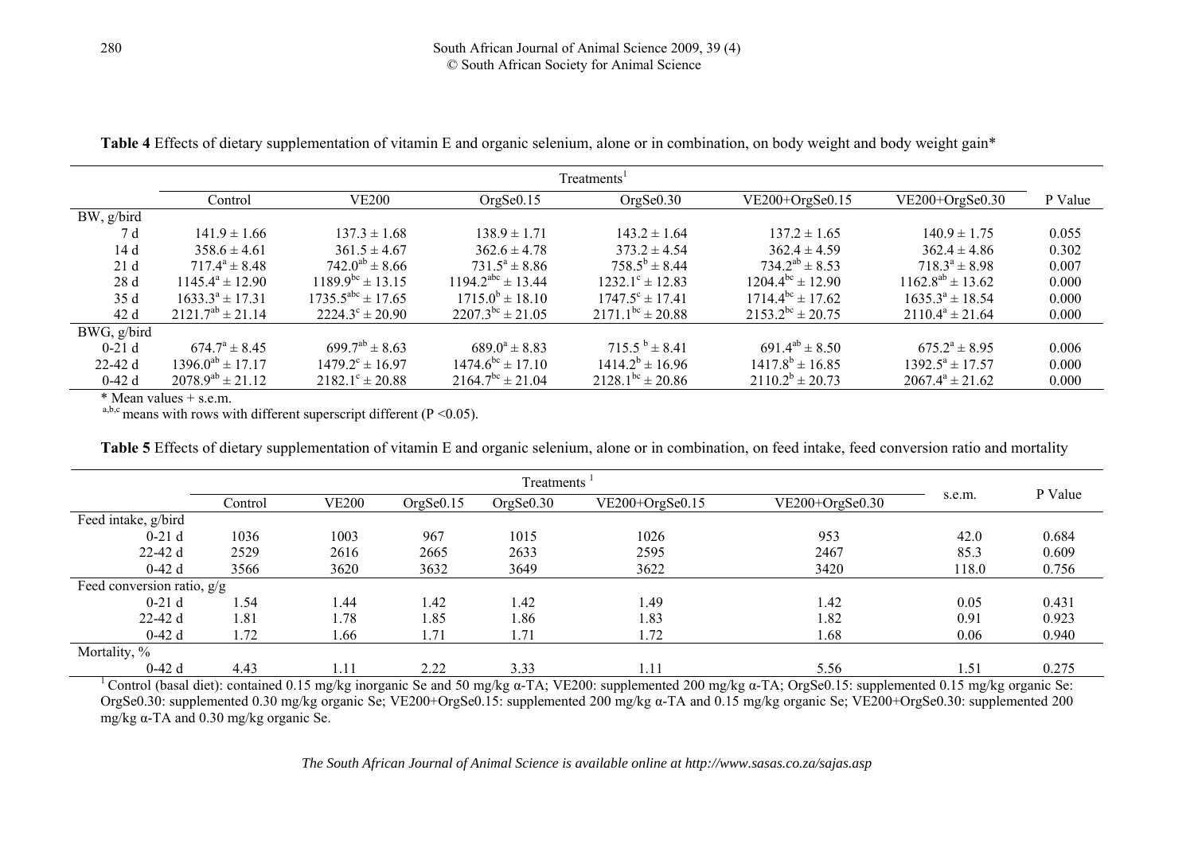**Table 4** Effects of dietary supplementation of vitamin E and organic selenium, alone or in combination, on body weight and body weight gain*

| | Treatments[1] | | | | | | P Value |
|---|---|---|---|---|---|---|---|
| | Control | VE200 | OrgSe0.15 | OrgSe0.30 | VE200+OrgSe0.15 | VE200+OrgSe0.30 | |
| BW, g/bird | | | | | | | |
| 7 d | 141.9 ± 1.66 | 137.3 ± 1.68 | 138.9 ± 1.71 | 143.2 ± 1.64 | 137.2 ± 1.65 | 140.9 ± 1.75 | 0.055 |
| 14 d | 358.6 ± 4.61 | 361.5 ± 4.67 | 362.6 ± 4.78 | 373.2 ± 4.54 | 362.4 ± 4.59 | 362.4 ± 4.86 | 0.302 |
| 21 d | $717.4^{a}$ ± 8.48 | $742.0^{ab}$ ± 8.66 | $731.5^{a}$ ± 8.86 | $758.5^{b}$ ± 8.44 | $734.2^{ab}$ ± 8.53 | $718.3^{a}$ ± 8.98 | 0.007 |
| 28 d | $1145.4^{a}$ ± 12.90 | $1189.9^{bc}$ ± 13.15 | $1194.2^{abc}$ ± 13.44 | $1232.1^{c}$ ± 12.83 | $1204.4^{bc}$ ± 12.90 | $1162.8^{ab}$ ± 13.62 | 0.000 |
| 35 d | $1633.3^{a}$ ± 17.31 | $1735.5^{abc}$ ± 17.65 | $1715.0^{b}$ ± 18.10 | $1747.5^{c}$ ± 17.41 | $1714.4^{bc}$ ± 17.62 | $1635.3^{a}$ ± 18.54 | 0.000 |
| 42 d | $2121.7^{ab}$ ± 21.14 | $2224.3^{c}$ ± 20.90 | $2207.3^{bc}$ ± 21.05 | $2171.1^{bc}$ ± 20.88 | $2153.2^{bc}$ ± 20.75 | $2110.4^{a}$ ± 21.64 | 0.000 |
| BWG, g/bird | | | | | | | |
| 0-21 d | $674.7^{a}$ ± 8.45 | $699.7^{ab}$ ± 8.63 | $689.0^{a}$ ± 8.83 | $715.5^{b}$ ± 8.41 | $691.4^{ab}$ ± 8.50 | $675.2^{a}$ ± 8.95 | 0.006 |
| 22-42 d | $1396.0^{ab}$ ± 17.17 | $1479.2^{c}$ ± 16.97 | $1474.6^{bc}$ ± 17.10 | $1414.2^{b}$ ± 16.96 | $1417.8^{b}$ ± 16.85 | $1392.5^{a}$ ± 17.57 | 0.000 |
| 0-42 d | $2078.9^{ab}$ ± 21.12 | $2182.1^{c}$ ± 20.88 | $2164.7^{bc}$ ± 21.04 | $2128.1^{bc}$ ± 20.86 | $2110.2^{b}$ ± 20.73 | $2067.4^{a}$ ± 21.62 | 0.000 |

\* Mean values + s.e.m.

[a,b,c] means with rows with different superscript different ($P < 0.05$).

**Table 5** Effects of dietary supplementation of vitamin E and organic selenium, alone or in combination, on feed intake, feed conversion ratio and mortality

| | Treatments[1] | | | | | | s.e.m. | P Value |
|---|---|---|---|---|---|---|---|---|
| | Control | VE200 | OrgSe0.15 | OrgSe0.30 | VE200+OrgSe0.15 | VE200+OrgSe0.30 | | |
| Feed intake, g/bird | | | | | | | | |
| 0-21 d | 1036 | 1003 | 967 | 1015 | 1026 | 953 | 42.0 | 0.684 |
| 22-42 d | 2529 | 2616 | 2665 | 2633 | 2595 | 2467 | 85.3 | 0.609 |
| 0-42 d | 3566 | 3620 | 3632 | 3649 | 3622 | 3420 | 118.0 | 0.756 |
| Feed conversion ratio, g/g | | | | | | | | |
| 0-21 d | 1.54 | 1.44 | 1.42 | 1.42 | 1.49 | 1.42 | 0.05 | 0.431 |
| 22-42 d | 1.81 | 1.78 | 1.85 | 1.86 | 1.83 | 1.82 | 0.91 | 0.923 |
| 0-42 d | 1.72 | 1.66 | 1.71 | 1.71 | 1.72 | 1.68 | 0.06 | 0.940 |
| Mortality, % | | | | | | | | |
| 0-42 d | 4.43 | 1.11 | 2.22 | 3.33 | 1.11 | 5.56 | 1.51 | 0.275 |

[1] Control (basal diet): contained 0.15 mg/kg inorganic Se and 50 mg/kg α-TA; VE200: supplemented 200 mg/kg α-TA; OrgSe0.15: supplemented 0.15 mg/kg organic Se: OrgSe0.30: supplemented 0.30 mg/kg organic Se; VE200+OrgSe0.15: supplemented 200 mg/kg α-TA and 0.15 mg/kg organic Se; VE200+OrgSe0.30: supplemented 200 mg/kg α-TA and 0.30 mg/kg organic Se.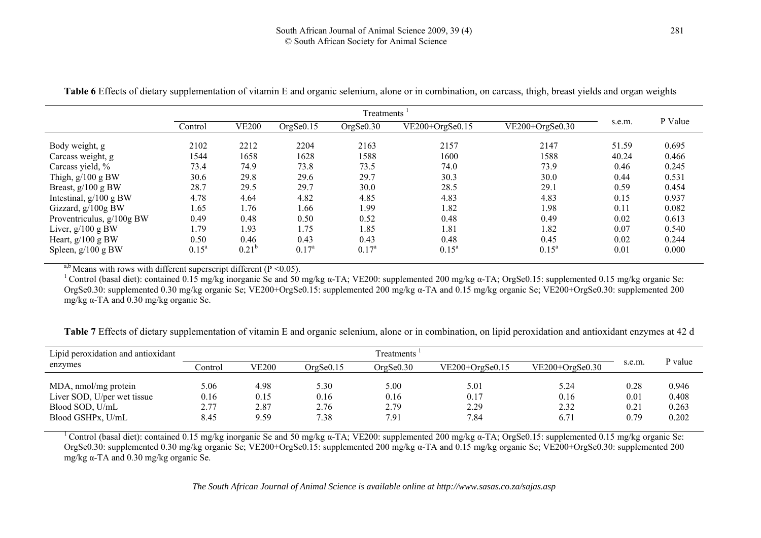**Table 6** Effects of dietary supplementation of vitamin E and organic selenium, alone or in combination, on carcass, thigh, breast yields and organ weights

| | Treatments [1] | | | | | | s.e.m. | P Value |
|---|---|---|---|---|---|---|---|---|
| | Control | VE200 | OrgSe0.15 | OrgSe0.30 | VE200+OrgSe0.15 | VE200+OrgSe0.30 | | |
| Body weight, g | 2102 | 2212 | 2204 | 2163 | 2157 | 2147 | 51.59 | 0.695 |
| Carcass weight, g | 1544 | 1658 | 1628 | 1588 | 1600 | 1588 | 40.24 | 0.466 |
| Carcass yield, % | 73.4 | 74.9 | 73.8 | 73.5 | 74.0 | 73.9 | 0.46 | 0.245 |
| Thigh, g/100 g BW | 30.6 | 29.8 | 29.6 | 29.7 | 30.3 | 30.0 | 0.44 | 0.531 |
| Breast, g/100 g BW | 28.7 | 29.5 | 29.7 | 30.0 | 28.5 | 29.1 | 0.59 | 0.454 |
| Intestinal, g/100 g BW | 4.78 | 4.64 | 4.82 | 4.85 | 4.83 | 4.83 | 0.15 | 0.937 |
| Gizzard, g/100g BW | 1.65 | 1.76 | 1.66 | 1.99 | 1.82 | 1.98 | 0.11 | 0.082 |
| Proventriculus, g/100g BW | 0.49 | 0.48 | 0.50 | 0.52 | 0.48 | 0.49 | 0.02 | 0.613 |
| Liver, g/100 g BW | 1.79 | 1.93 | 1.75 | 1.85 | 1.81 | 1.82 | 0.07 | 0.540 |
| Heart, g/100 g BW | 0.50 | 0.46 | 0.43 | 0.43 | 0.48 | 0.45 | 0.02 | 0.244 |
| Spleen, g/100 g BW | $0.15^a$ | $0.21^b$ | $0.17^a$ | $0.17^a$ | $0.15^a$ | $0.15^a$ | 0.01 | 0.000 |

[a,b] Means with rows with different superscript different ($P < 0.05$).

[1] Control (basal diet): contained 0.15 mg/kg inorganic Se and 50 mg/kg α-TA; VE200: supplemented 200 mg/kg α-TA; OrgSe0.15: supplemented 0.15 mg/kg organic Se: OrgSe0.30: supplemented 0.30 mg/kg organic Se; VE200+OrgSe0.15: supplemented 200 mg/kg α-TA and 0.15 mg/kg organic Se; VE200+OrgSe0.30: supplemented 200 mg/kg α-TA and 0.30 mg/kg organic Se.

**Table 7** Effects of dietary supplementation of vitamin E and organic selenium, alone or in combination, on lipid peroxidation and antioxidant enzymes at 42 d

| Lipid peroxidation and antioxidant enzymes | Treatments [1] | | | | | | s.e.m. | P value |
|---|---|---|---|---|---|---|---|---|
| | Control | VE200 | OrgSe0.15 | OrgSe0.30 | VE200+OrgSe0.15 | VE200+OrgSe0.30 | | |
| MDA, nmol/mg protein | 5.06 | 4.98 | 5.30 | 5.00 | 5.01 | 5.24 | 0.28 | 0.946 |
| Liver SOD, U/per wet tissue | 0.16 | 0.15 | 0.16 | 0.16 | 0.17 | 0.16 | 0.01 | 0.408 |
| Blood SOD, U/mL | 2.77 | 2.87 | 2.76 | 2.79 | 2.29 | 2.32 | 0.21 | 0.263 |
| Blood GSHPx, U/mL | 8.45 | 9.59 | 7.38 | 7.91 | 7.84 | 6.71 | 0.79 | 0.202 |

[1] Control (basal diet): contained 0.15 mg/kg inorganic Se and 50 mg/kg α-TA; VE200: supplemented 200 mg/kg α-TA; OrgSe0.15: supplemented 0.15 mg/kg organic Se: OrgSe0.30: supplemented 0.30 mg/kg organic Se; VE200+OrgSe0.15: supplemented 200 mg/kg α-TA and 0.15 mg/kg organic Se; VE200+OrgSe0.30: supplemented 200 mg/kg α-TA and 0.30 mg/kg organic Se.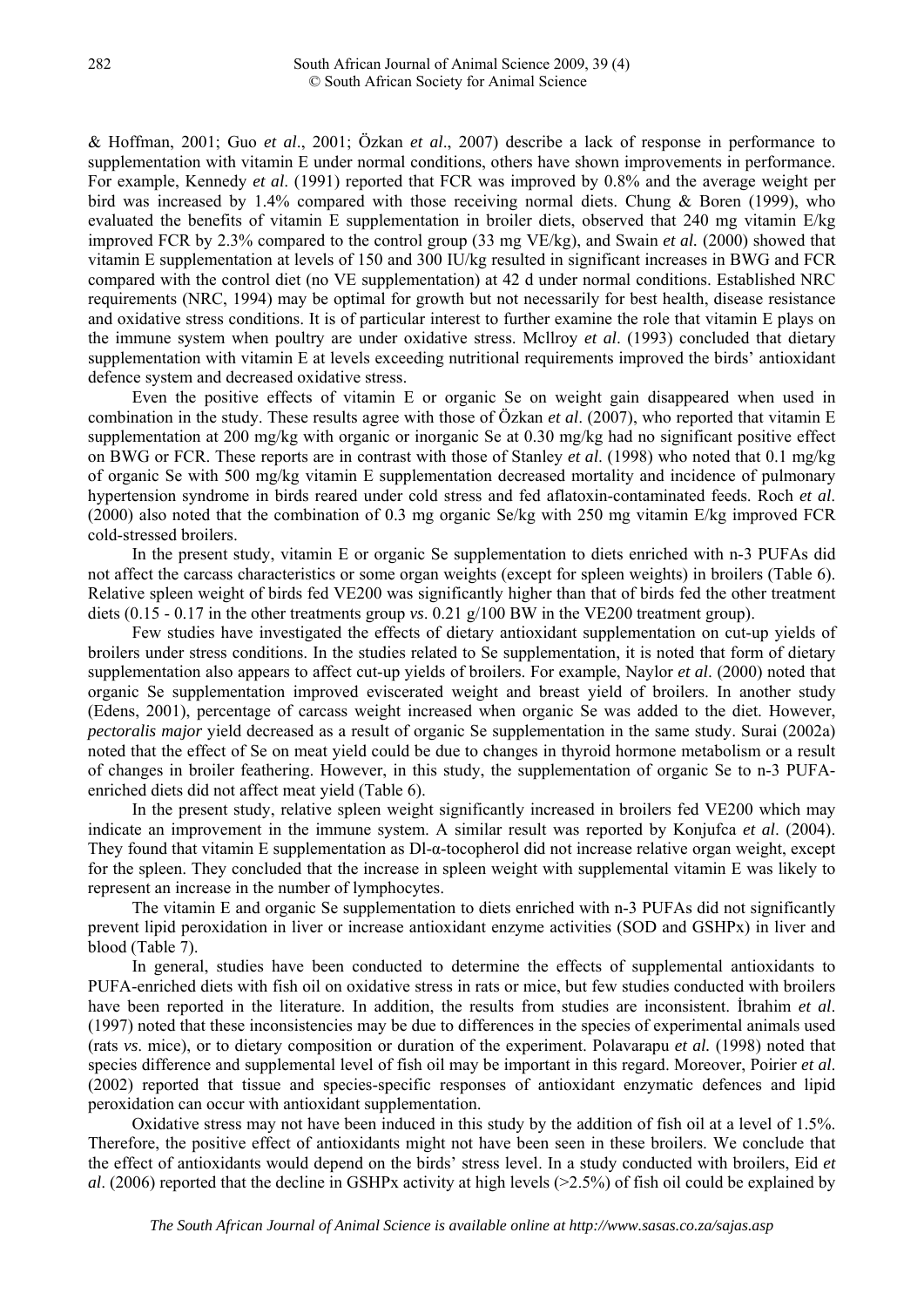& Hoffman, 2001; Guo *et al*., 2001; Özkan *et al*., 2007) describe a lack of response in performance to supplementation with vitamin E under normal conditions, others have shown improvements in performance. For example, Kennedy *et al*. (1991) reported that FCR was improved by 0.8% and the average weight per bird was increased by 1.4% compared with those receiving normal diets. Chung & Boren (1999), who evaluated the benefits of vitamin E supplementation in broiler diets, observed that 240 mg vitamin E/kg improved FCR by 2.3% compared to the control group (33 mg VE/kg), and Swain *et al.* (2000) showed that vitamin E supplementation at levels of 150 and 300 IU/kg resulted in significant increases in BWG and FCR compared with the control diet (no VE supplementation) at 42 d under normal conditions. Established NRC requirements (NRC, 1994) may be optimal for growth but not necessarily for best health, disease resistance and oxidative stress conditions. It is of particular interest to further examine the role that vitamin E plays on the immune system when poultry are under oxidative stress. McIlroy *et al*. (1993) concluded that dietary supplementation with vitamin E at levels exceeding nutritional requirements improved the birds' antioxidant defence system and decreased oxidative stress.

Even the positive effects of vitamin E or organic Se on weight gain disappeared when used in combination in the study. These results agree with those of Özkan *et al*. (2007), who reported that vitamin E supplementation at 200 mg/kg with organic or inorganic Se at 0.30 mg/kg had no significant positive effect on BWG or FCR. These reports are in contrast with those of Stanley *et al.* (1998) who noted that 0.1 mg/kg of organic Se with 500 mg/kg vitamin E supplementation decreased mortality and incidence of pulmonary hypertension syndrome in birds reared under cold stress and fed aflatoxin-contaminated feeds. Roch *et al.* (2000) also noted that the combination of 0.3 mg organic Se/kg with 250 mg vitamin E/kg improved FCR cold-stressed broilers.

In the present study, vitamin E or organic Se supplementation to diets enriched with n-3 PUFAs did not affect the carcass characteristics or some organ weights (except for spleen weights) in broilers (Table 6). Relative spleen weight of birds fed VE200 was significantly higher than that of birds fed the other treatment diets (0.15 - 0.17 in the other treatments group *vs*. 0.21 g/100 BW in the VE200 treatment group).

Few studies have investigated the effects of dietary antioxidant supplementation on cut-up yields of broilers under stress conditions. In the studies related to Se supplementation, it is noted that form of dietary supplementation also appears to affect cut-up yields of broilers. For example, Naylor *et al*. (2000) noted that organic Se supplementation improved eviscerated weight and breast yield of broilers. In another study (Edens, 2001), percentage of carcass weight increased when organic Se was added to the diet. However, *pectoralis major* yield decreased as a result of organic Se supplementation in the same study. Surai (2002a) noted that the effect of Se on meat yield could be due to changes in thyroid hormone metabolism or a result of changes in broiler feathering. However, in this study, the supplementation of organic Se to n-3 PUFA-enriched diets did not affect meat yield (Table 6).

In the present study, relative spleen weight significantly increased in broilers fed VE200 which may indicate an improvement in the immune system. A similar result was reported by Konjufca *et al*. (2004). They found that vitamin E supplementation as Dl-α-tocopherol did not increase relative organ weight, except for the spleen. They concluded that the increase in spleen weight with supplemental vitamin E was likely to represent an increase in the number of lymphocytes.

The vitamin E and organic Se supplementation to diets enriched with n-3 PUFAs did not significantly prevent lipid peroxidation in liver or increase antioxidant enzyme activities (SOD and GSHPx) in liver and blood (Table 7).

In general, studies have been conducted to determine the effects of supplemental antioxidants to PUFA-enriched diets with fish oil on oxidative stress in rats or mice, but few studies conducted with broilers have been reported in the literature. In addition, the results from studies are inconsistent. İbrahim *et al*. (1997) noted that these inconsistencies may be due to differences in the species of experimental animals used (rats *vs*. mice), or to dietary composition or duration of the experiment. Polavarapu *et al.* (1998) noted that species difference and supplemental level of fish oil may be important in this regard. Moreover, Poirier *et al.* (2002) reported that tissue and species-specific responses of antioxidant enzymatic defences and lipid peroxidation can occur with antioxidant supplementation.

Oxidative stress may not have been induced in this study by the addition of fish oil at a level of 1.5%. Therefore, the positive effect of antioxidants might not have been seen in these broilers. We conclude that the effect of antioxidants would depend on the birds' stress level. In a study conducted with broilers, Eid *et al*. (2006) reported that the decline in GSHPx activity at high levels (>2.5%) of fish oil could be explained by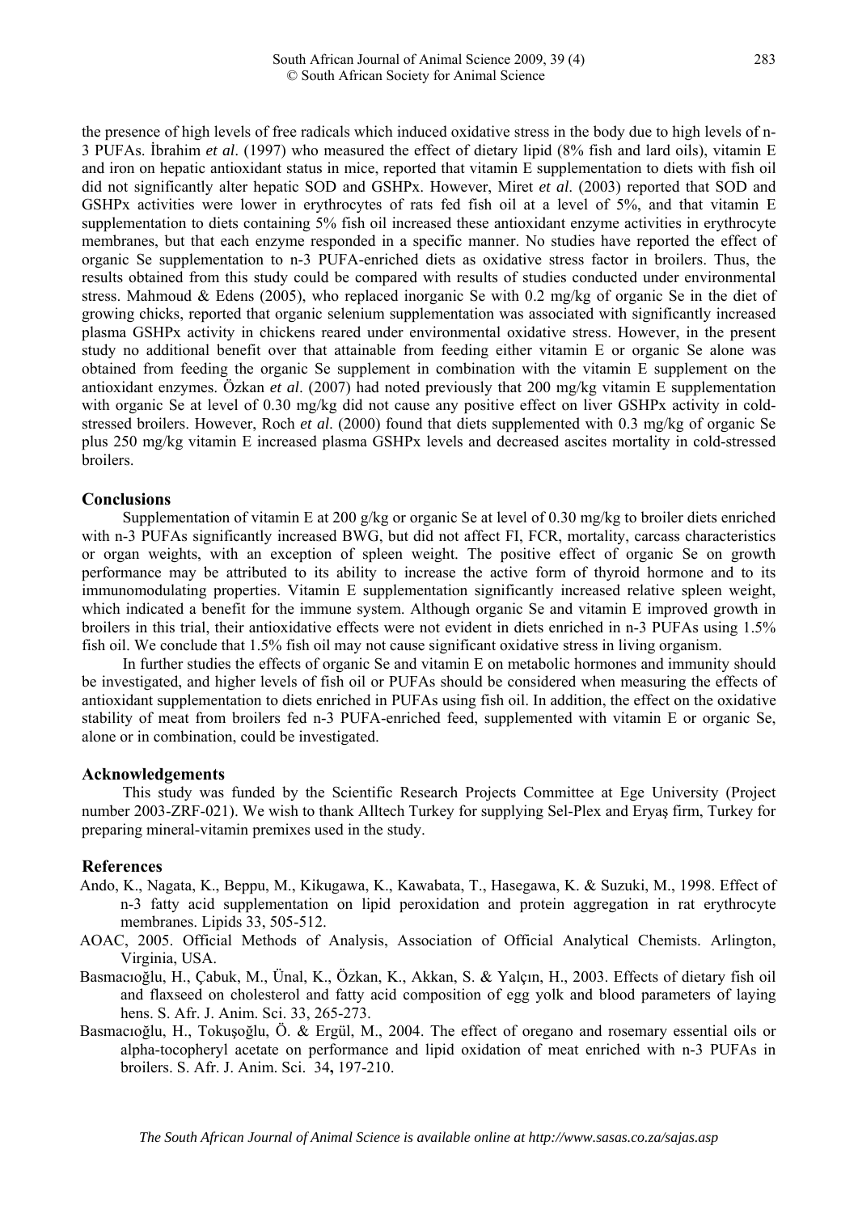the presence of high levels of free radicals which induced oxidative stress in the body due to high levels of n-3 PUFAs. İbrahim *et al*. (1997) who measured the effect of dietary lipid (8% fish and lard oils), vitamin E and iron on hepatic antioxidant status in mice, reported that vitamin E supplementation to diets with fish oil did not significantly alter hepatic SOD and GSHPx. However, Miret *et al*. (2003) reported that SOD and GSHPx activities were lower in erythrocytes of rats fed fish oil at a level of 5%, and that vitamin E supplementation to diets containing 5% fish oil increased these antioxidant enzyme activities in erythrocyte membranes, but that each enzyme responded in a specific manner. No studies have reported the effect of organic Se supplementation to n-3 PUFA-enriched diets as oxidative stress factor in broilers. Thus, the results obtained from this study could be compared with results of studies conducted under environmental stress. Mahmoud & Edens (2005), who replaced inorganic Se with 0.2 mg/kg of organic Se in the diet of growing chicks, reported that organic selenium supplementation was associated with significantly increased plasma GSHPx activity in chickens reared under environmental oxidative stress. However, in the present study no additional benefit over that attainable from feeding either vitamin E or organic Se alone was obtained from feeding the organic Se supplement in combination with the vitamin E supplement on the antioxidant enzymes. Özkan *et al*. (2007) had noted previously that 200 mg/kg vitamin E supplementation with organic Se at level of 0.30 mg/kg did not cause any positive effect on liver GSHPx activity in cold-stressed broilers. However, Roch *et al.* (2000) found that diets supplemented with 0.3 mg/kg of organic Se plus 250 mg/kg vitamin E increased plasma GSHPx levels and decreased ascites mortality in cold-stressed broilers.

## Conclusions

Supplementation of vitamin E at 200 g/kg or organic Se at level of 0.30 mg/kg to broiler diets enriched with n-3 PUFAs significantly increased BWG, but did not affect FI, FCR, mortality, carcass characteristics or organ weights, with an exception of spleen weight. The positive effect of organic Se on growth performance may be attributed to its ability to increase the active form of thyroid hormone and to its immunomodulating properties. Vitamin E supplementation significantly increased relative spleen weight, which indicated a benefit for the immune system. Although organic Se and vitamin E improved growth in broilers in this trial, their antioxidative effects were not evident in diets enriched in n-3 PUFAs using 1.5% fish oil. We conclude that 1.5% fish oil may not cause significant oxidative stress in living organism.

In further studies the effects of organic Se and vitamin E on metabolic hormones and immunity should be investigated, and higher levels of fish oil or PUFAs should be considered when measuring the effects of antioxidant supplementation to diets enriched in PUFAs using fish oil. In addition, the effect on the oxidative stability of meat from broilers fed n-3 PUFA-enriched feed, supplemented with vitamin E or organic Se, alone or in combination, could be investigated.

## Acknowledgements

This study was funded by the Scientific Research Projects Committee at Ege University (Project number 2003-ZRF-021). We wish to thank Alltech Turkey for supplying Sel-Plex and Eryaş firm, Turkey for preparing mineral-vitamin premixes used in the study.

## References

Ando, K., Nagata, K., Beppu, M., Kikugawa, K., Kawabata, T., Hasegawa, K. & Suzuki, M., 1998. Effect of n-3 fatty acid supplementation on lipid peroxidation and protein aggregation in rat erythrocyte membranes. Lipids 33, 505-512.

AOAC, 2005. Official Methods of Analysis, Association of Official Analytical Chemists. Arlington, Virginia, USA.

Basmacıoğlu, H., Çabuk, M., Ünal, K., Özkan, K., Akkan, S. & Yalçın, H., 2003. Effects of dietary fish oil and flaxseed on cholesterol and fatty acid composition of egg yolk and blood parameters of laying hens. S. Afr. J. Anim. Sci. 33, 265-273.

Basmacıoğlu, H., Tokuşoğlu, Ö. & Ergül, M., 2004. The effect of oregano and rosemary essential oils or alpha-tocopheryl acetate on performance and lipid oxidation of meat enriched with n-3 PUFAs in broilers. S. Afr. J. Anim. Sci. 34**,** 197-210.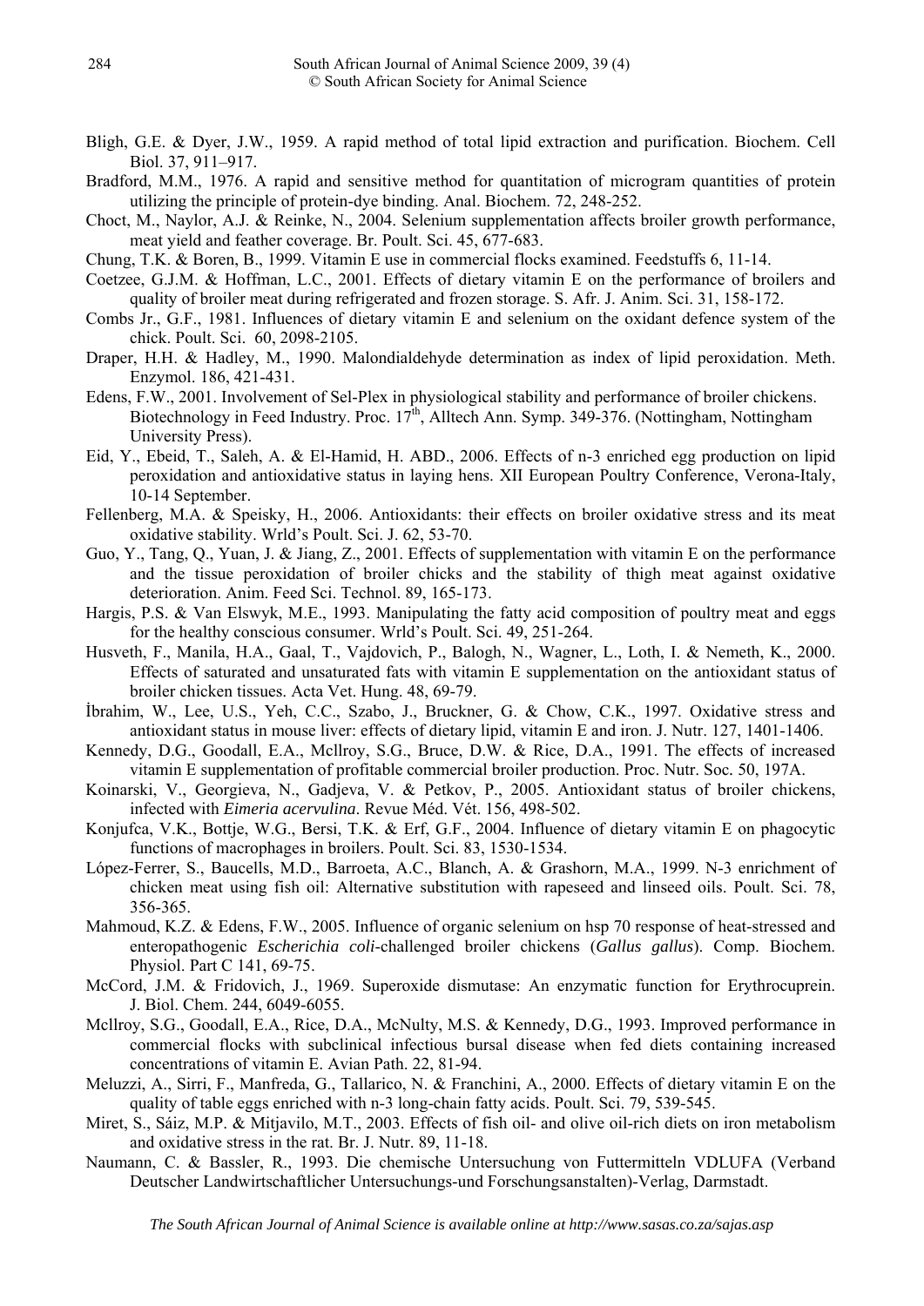Bligh, G.E. & Dyer, J.W., 1959. A rapid method of total lipid extraction and purification. Biochem. Cell Biol. 37, 911–917.

Bradford, M.M., 1976. A rapid and sensitive method for quantitation of microgram quantities of protein utilizing the principle of protein-dye binding. Anal. Biochem. 72, 248-252.

Choct, M., Naylor, A.J. & Reinke, N., 2004. Selenium supplementation affects broiler growth performance, meat yield and feather coverage. Br. Poult. Sci. 45, 677-683.

Chung, T.K. & Boren, B., 1999. Vitamin E use in commercial flocks examined. Feedstuffs 6, 11-14.

Coetzee, G.J.M. & Hoffman, L.C., 2001. Effects of dietary vitamin E on the performance of broilers and quality of broiler meat during refrigerated and frozen storage. S. Afr. J. Anim. Sci. 31, 158-172.

Combs Jr., G.F., 1981. Influences of dietary vitamin E and selenium on the oxidant defence system of the chick. Poult. Sci. 60, 2098-2105.

Draper, H.H. & Hadley, M., 1990. Malondialdehyde determination as index of lipid peroxidation. Meth. Enzymol. 186, 421-431.

Edens, F.W., 2001. Involvement of Sel-Plex in physiological stability and performance of broiler chickens. Biotechnology in Feed Industry. Proc. 17th, Alltech Ann. Symp. 349-376. (Nottingham, Nottingham University Press).

Eid, Y., Ebeid, T., Saleh, A. & El-Hamid, H. ABD., 2006. Effects of n-3 enriched egg production on lipid peroxidation and antioxidative status in laying hens. XII European Poultry Conference, Verona-Italy, 10-14 September.

Fellenberg, M.A. & Speisky, H., 2006. Antioxidants: their effects on broiler oxidative stress and its meat oxidative stability. Wrld's Poult. Sci. J. 62, 53-70.

Guo, Y., Tang, Q., Yuan, J. & Jiang, Z., 2001. Effects of supplementation with vitamin E on the performance and the tissue peroxidation of broiler chicks and the stability of thigh meat against oxidative deterioration. Anim. Feed Sci. Technol. 89, 165-173.

Hargis, P.S. & Van Elswyk, M.E., 1993. Manipulating the fatty acid composition of poultry meat and eggs for the healthy conscious consumer. Wrld's Poult. Sci. 49, 251-264.

Husveth, F., Manila, H.A., Gaal, T., Vajdovich, P., Balogh, N., Wagner, L., Loth, I. & Nemeth, K., 2000. Effects of saturated and unsaturated fats with vitamin E supplementation on the antioxidant status of broiler chicken tissues. Acta Vet. Hung. 48, 69-79.

İbrahim, W., Lee, U.S., Yeh, C.C., Szabo, J., Bruckner, G. & Chow, C.K., 1997. Oxidative stress and antioxidant status in mouse liver: effects of dietary lipid, vitamin E and iron. J. Nutr. 127, 1401-1406.

Kennedy, D.G., Goodall, E.A., Mcllroy, S.G., Bruce, D.W. & Rice, D.A., 1991. The effects of increased vitamin E supplementation of profitable commercial broiler production. Proc. Nutr. Soc. 50, 197A.

Koinarski, V., Georgieva, N., Gadjeva, V. & Petkov, P., 2005. Antioxidant status of broiler chickens, infected with *Eimeria acervulina*. Revue Méd. Vét. 156, 498-502.

Konjufca, V.K., Bottje, W.G., Bersi, T.K. & Erf, G.F., 2004. Influence of dietary vitamin E on phagocytic functions of macrophages in broilers. Poult. Sci. 83, 1530-1534.

López-Ferrer, S., Baucells, M.D., Barroeta, A.C., Blanch, A. & Grashorn, M.A., 1999. N-3 enrichment of chicken meat using fish oil: Alternative substitution with rapeseed and linseed oils. Poult. Sci. 78, 356-365.

Mahmoud, K.Z. & Edens, F.W., 2005. Influence of organic selenium on hsp 70 response of heat-stressed and enteropathogenic *Escherichia coli*-challenged broiler chickens (*Gallus gallus*). Comp. Biochem. Physiol. Part C 141, 69-75.

McCord, J.M. & Fridovich, J., 1969. Superoxide dismutase: An enzymatic function for Erythrocuprein. J. Biol. Chem. 244, 6049-6055.

Mcllroy, S.G., Goodall, E.A., Rice, D.A., McNulty, M.S. & Kennedy, D.G., 1993. Improved performance in commercial flocks with subclinical infectious bursal disease when fed diets containing increased concentrations of vitamin E. Avian Path. 22, 81-94.

Meluzzi, A., Sirri, F., Manfreda, G., Tallarico, N. & Franchini, A., 2000. Effects of dietary vitamin E on the quality of table eggs enriched with n-3 long-chain fatty acids. Poult. Sci. 79, 539-545.

Miret, S., Sáiz, M.P. & Mitjavilo, M.T., 2003. Effects of fish oil- and olive oil-rich diets on iron metabolism and oxidative stress in the rat. Br. J. Nutr. 89, 11-18.

Naumann, C. & Bassler, R., 1993. Die chemische Untersuchung von Futtermitteln VDLUFA (Verband Deutscher Landwirtschaftlicher Untersuchungs-und Forschungsanstalten)-Verlag, Darmstadt.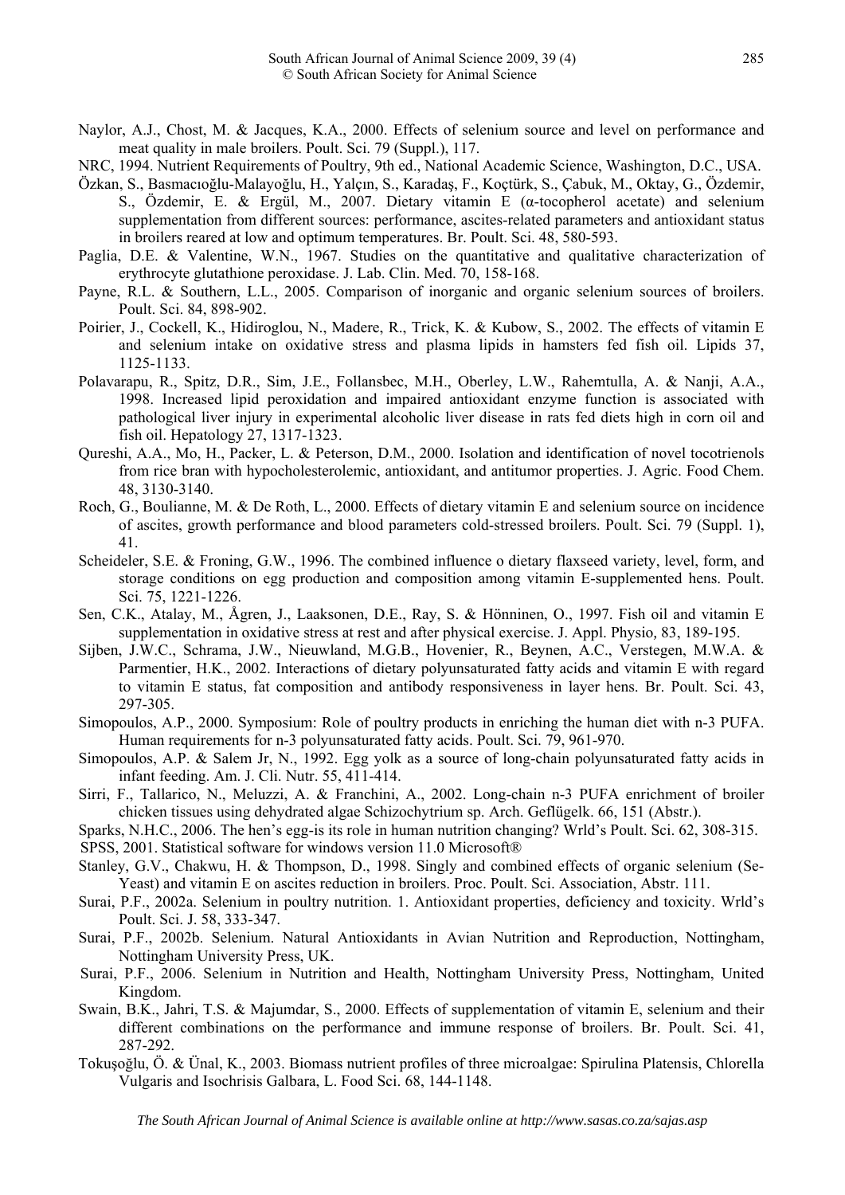Naylor, A.J., Chost, M. & Jacques, K.A., 2000. Effects of selenium source and level on performance and meat quality in male broilers. Poult. Sci. 79 (Suppl.), 117.

NRC, 1994. Nutrient Requirements of Poultry, 9th ed., National Academic Science, Washington, D.C., USA.

Özkan, S., Basmacıoğlu-Malayoğlu, H., Yalçın, S., Karadaş, F., Koçtürk, S., Çabuk, M., Oktay, G., Özdemir, S., Özdemir, E. & Ergül, M., 2007. Dietary vitamin E (α-tocopherol acetate) and selenium supplementation from different sources: performance, ascites-related parameters and antioxidant status in broilers reared at low and optimum temperatures. Br. Poult. Sci. 48, 580-593.

Paglia, D.E. & Valentine, W.N., 1967. Studies on the quantitative and qualitative characterization of erythrocyte glutathione peroxidase. J. Lab. Clin. Med. 70, 158-168.

Payne, R.L. & Southern, L.L., 2005. Comparison of inorganic and organic selenium sources of broilers. Poult. Sci. 84, 898-902.

Poirier, J., Cockell, K., Hidiroglou, N., Madere, R., Trick, K. & Kubow, S., 2002. The effects of vitamin E and selenium intake on oxidative stress and plasma lipids in hamsters fed fish oil. Lipids 37, 1125-1133.

Polavarapu, R., Spitz, D.R., Sim, J.E., Follansbec, M.H., Oberley, L.W., Rahemtulla, A. & Nanji, A.A., 1998. Increased lipid peroxidation and impaired antioxidant enzyme function is associated with pathological liver injury in experimental alcoholic liver disease in rats fed diets high in corn oil and fish oil. Hepatology 27, 1317-1323.

Qureshi, A.A., Mo, H., Packer, L. & Peterson, D.M., 2000. Isolation and identification of novel tocotrienols from rice bran with hypocholesterolemic, antioxidant, and antitumor properties. J. Agric. Food Chem. 48, 3130-3140.

Roch, G., Boulianne, M. & De Roth, L., 2000. Effects of dietary vitamin E and selenium source on incidence of ascites, growth performance and blood parameters cold-stressed broilers. Poult. Sci. 79 (Suppl. 1), 41.

Scheideler, S.E. & Froning, G.W., 1996. The combined influence o dietary flaxseed variety, level, form, and storage conditions on egg production and composition among vitamin E-supplemented hens. Poult. Sci. 75, 1221-1226.

Sen, C.K., Atalay, M., Ågren, J., Laaksonen, D.E., Ray, S. & Hönninen, O., 1997. Fish oil and vitamin E supplementation in oxidative stress at rest and after physical exercise. J. Appl. Physio, 83, 189-195.

Sijben, J.W.C., Schrama, J.W., Nieuwland, M.G.B., Hovenier, R., Beynen, A.C., Verstegen, M.W.A. & Parmentier, H.K., 2002. Interactions of dietary polyunsaturated fatty acids and vitamin E with regard to vitamin E status, fat composition and antibody responsiveness in layer hens. Br. Poult. Sci. 43, 297-305.

Simopoulos, A.P., 2000. Symposium: Role of poultry products in enriching the human diet with n-3 PUFA. Human requirements for n-3 polyunsaturated fatty acids. Poult. Sci. 79, 961-970.

Simopoulos, A.P. & Salem Jr, N., 1992. Egg yolk as a source of long-chain polyunsaturated fatty acids in infant feeding. Am. J. Cli. Nutr. 55, 411-414.

Sirri, F., Tallarico, N., Meluzzi, A. & Franchini, A., 2002. Long-chain n-3 PUFA enrichment of broiler chicken tissues using dehydrated algae Schizochytrium sp. Arch. Geflügelk. 66, 151 (Abstr.).

Sparks, N.H.C., 2006. The hen's egg-is its role in human nutrition changing? Wrld's Poult. Sci. 62, 308-315.

SPSS, 2001. Statistical software for windows version 11.0 Microsoft®

Stanley, G.V., Chakwu, H. & Thompson, D., 1998. Singly and combined effects of organic selenium (Se-Yeast) and vitamin E on ascites reduction in broilers. Proc. Poult. Sci. Association, Abstr. 111.

Surai, P.F., 2002a. Selenium in poultry nutrition. 1. Antioxidant properties, deficiency and toxicity. Wrld's Poult. Sci. J. 58, 333-347.

Surai, P.F., 2002b. Selenium. Natural Antioxidants in Avian Nutrition and Reproduction, Nottingham, Nottingham University Press, UK.

Surai, P.F., 2006. Selenium in Nutrition and Health, Nottingham University Press, Nottingham, United Kingdom.

Swain, B.K., Jahri, T.S. & Majumdar, S., 2000. Effects of supplementation of vitamin E, selenium and their different combinations on the performance and immune response of broilers. Br. Poult. Sci. 41, 287-292.

Tokuşoğlu, Ö. & Ünal, K., 2003. Biomass nutrient profiles of three microalgae: Spirulina Platensis, Chlorella Vulgaris and Isochrisis Galbara, L. Food Sci. 68, 144-1148.